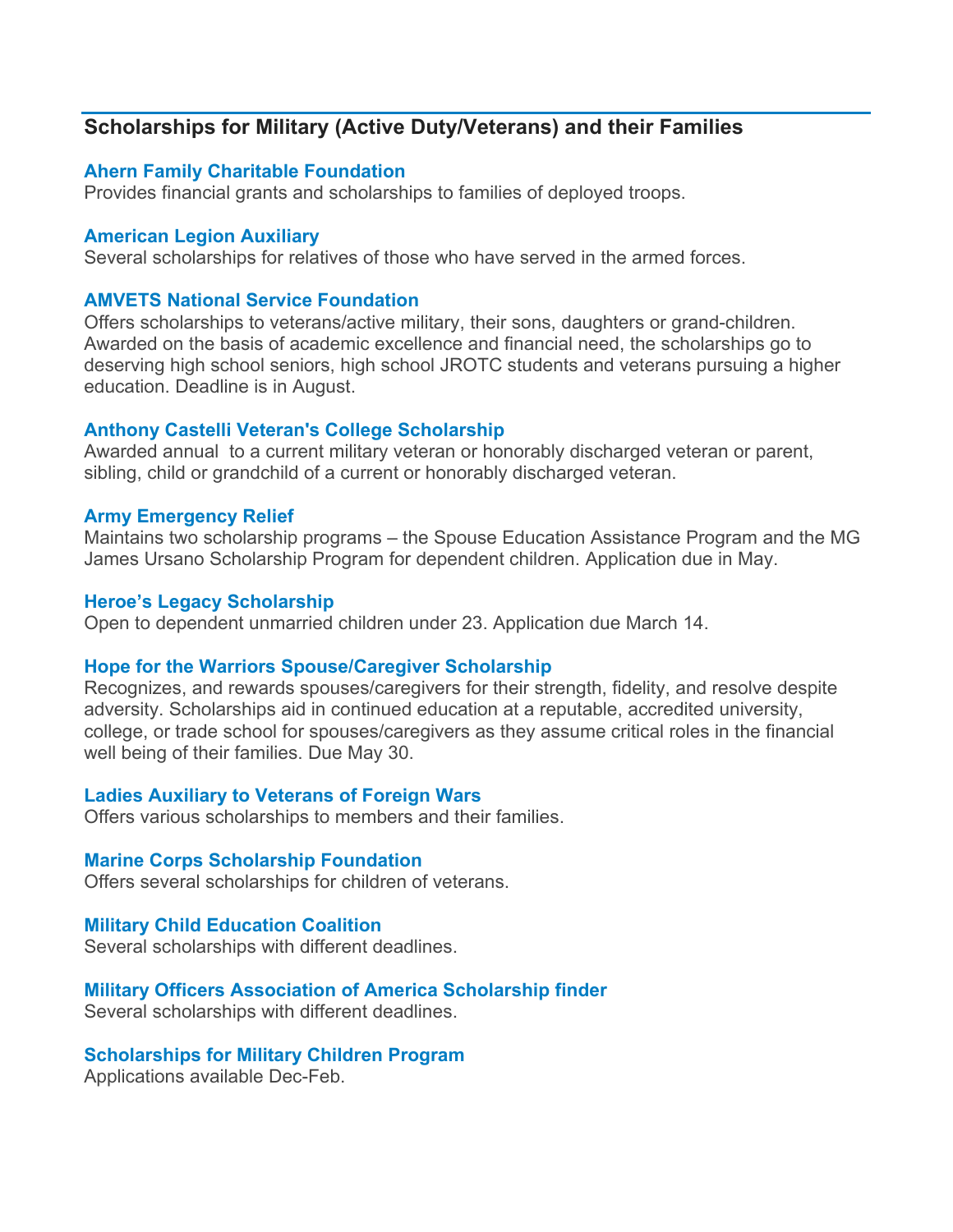## Scholarships for Military (Active Duty/Veterans) and their Families

### Ahern Family Charitable Foundation

Provides financial grants and scholarships to families of deployed troops.

### American Legion Auxiliary

Several scholarships for relatives of those who have served in the armed forces.

### AMVETS National Service Foundation

Offers scholarships to veterans/active military, their sons, daughters or grand-children. Awarded on the basis of academic excellence and financial need, the scholarships go to deserving high school seniors, high school JROTC students and veterans pursuing a higher education. Deadline is in August.

### Anthony Castelli Veteran's College Scholarship

Awarded annual  to a current military veteran or honorably discharged veteran or parent, sibling, child or grandchild of a current or honorably discharged veteran.

### Army Emergency Relief

Maintains two scholarship programs – the Spouse Education Assistance Program and the MG James Ursano Scholarship Program for dependent children. Application due in May.

### Heroe's Legacy Scholarship

Open to dependent unmarried children under 23. Application due March 14.

### Hope for the Warriors Spouse/Caregiver Scholarship

Recognizes, and rewards spouses/caregivers for their strength, fidelity, and resolve despite adversity. Scholarships aid in continued education at a reputable, accredited university, college, or trade school for spouses/caregivers as they assume critical roles in the financial well being of their families. Due May 30.

### Ladies Auxiliary to Veterans of Foreign Wars

Offers various scholarships to members and their families.

### Marine Corps Scholarship Foundation

Offers several scholarships for children of veterans.

### Military Child Education Coalition

Several scholarships with different deadlines.

### Military Officers Association of America Scholarship finder

Several scholarships with different deadlines.

### Scholarships for Military Children Program

Applications available Dec-Feb.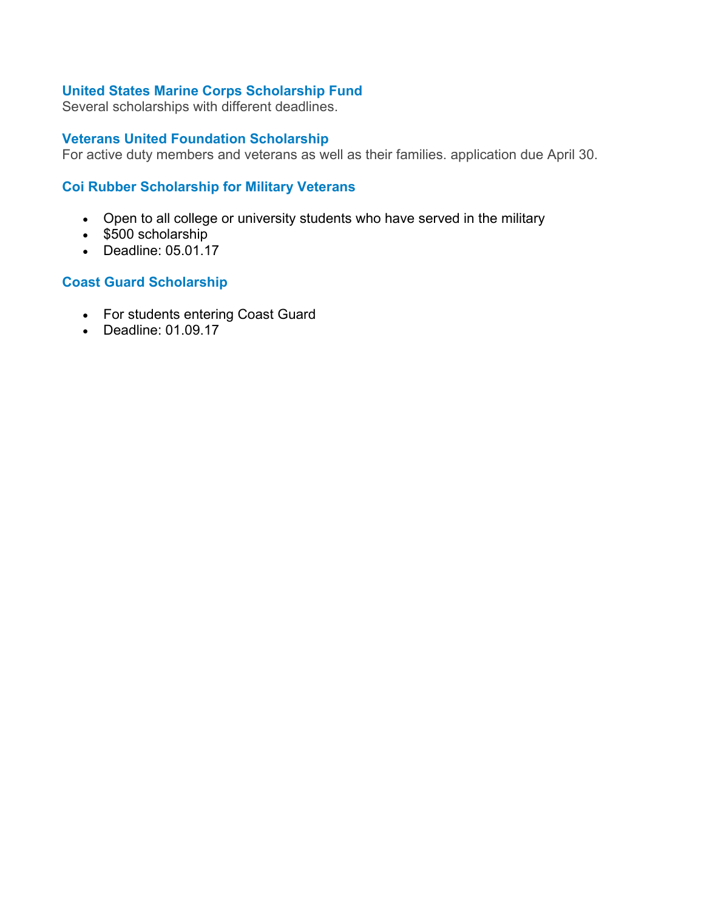### United States Marine Corps Scholarship Fund

Several scholarships with different deadlines.

### Veterans United Foundation Scholarship

For active duty members and veterans as well as their families. application due April 30.

### Coi Rubber Scholarship for Military Veterans

- Open to all college or university students who have served in the military
- $500 scholarship
- Deadline: 05.01.17

### Coast Guard Scholarship

- For students entering Coast Guard
- Deadline: 01.09.17